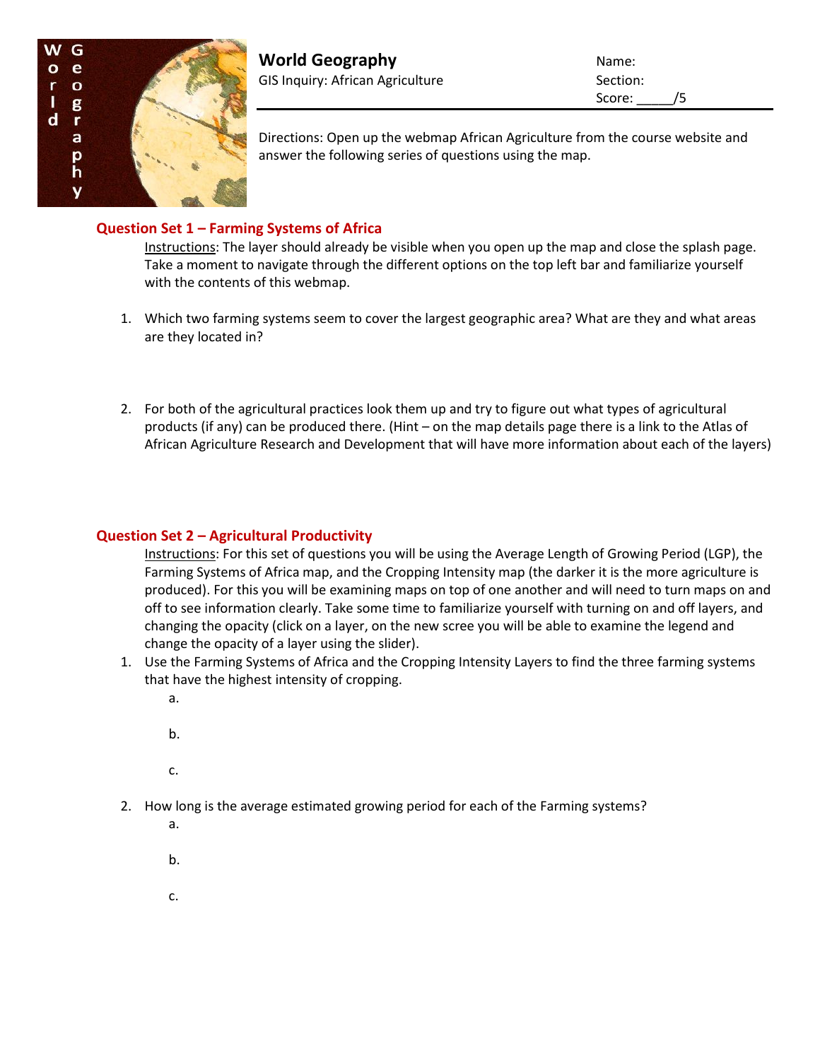# World Geography

GIS Inquiry: African Agriculture

Name:

Section:

Score: _____/5

Directions: Open up the webmap African Agriculture from the course website and answer the following series of questions using the map.

## Question Set 1 – Farming Systems of Africa

Instructions: The layer should already be visible when you open up the map and close the splash page. Take a moment to navigate through the different options on the top left bar and familiarize yourself with the contents of this webmap.

1. Which two farming systems seem to cover the largest geographic area? What are they and what areas are they located in?

2. For both of the agricultural practices look them up and try to figure out what types of agricultural products (if any) can be produced there. (Hint – on the map details page there is a link to the Atlas of African Agriculture Research and Development that will have more information about each of the layers)

## Question Set 2 – Agricultural Productivity

Instructions: For this set of questions you will be using the Average Length of Growing Period (LGP), the Farming Systems of Africa map, and the Cropping Intensity map (the darker it is the more agriculture is produced). For this you will be examining maps on top of one another and will need to turn maps on and off to see information clearly. Take some time to familiarize yourself with turning on and off layers, and changing the opacity (click on a layer, on the new scree you will be able to examine the legend and change the opacity of a layer using the slider).

1. Use the Farming Systems of Africa and the Cropping Intensity Layers to find the three farming systems that have the highest intensity of cropping.
   a.
   b.
   c.

2. How long is the average estimated growing period for each of the Farming systems?
   a.
   b.
   c.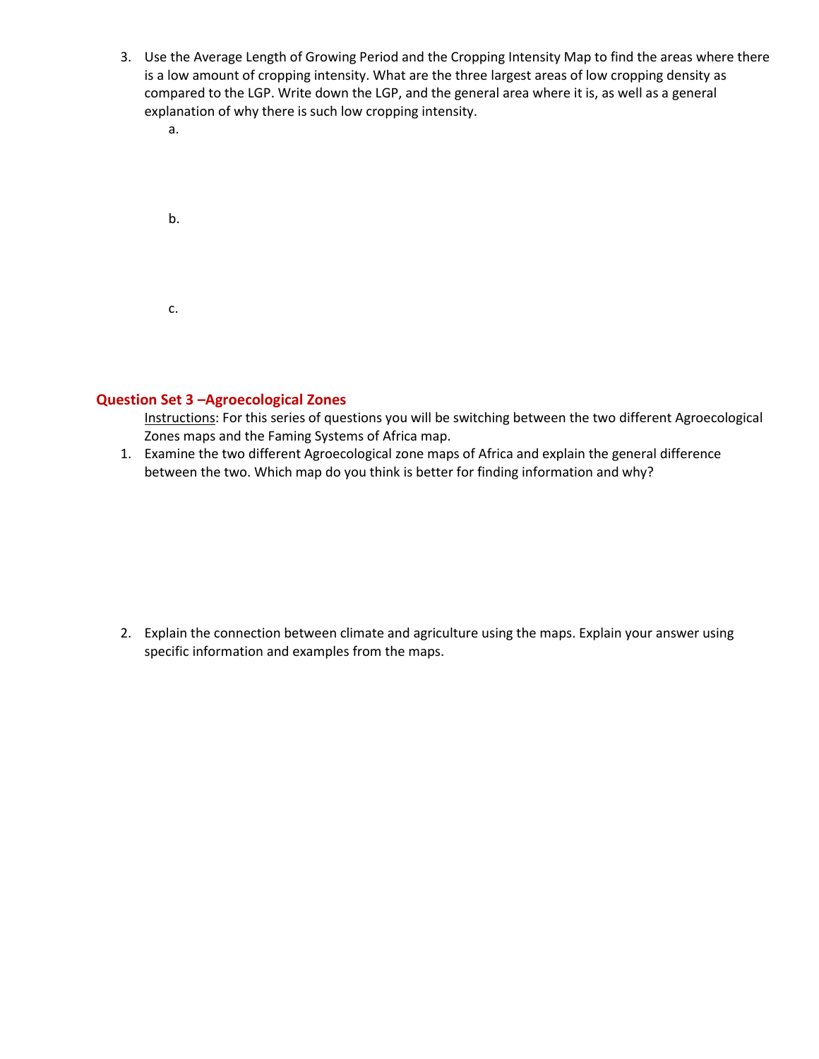3. Use the Average Length of Growing Period and the Cropping Intensity Map to find the areas where there is a low amount of cropping intensity. What are the three largest areas of low cropping density as compared to the LGP. Write down the LGP, and the general area where it is, as well as a general explanation of why there is such low cropping intensity.
   a.

   b.

   c.

## Question Set 3 –Agroecological Zones

Instructions: For this series of questions you will be switching between the two different Agroecological Zones maps and the Faming Systems of Africa map.

1. Examine the two different Agroecological zone maps of Africa and explain the general difference between the two. Which map do you think is better for finding information and why?

2. Explain the connection between climate and agriculture using the maps. Explain your answer using specific information and examples from the maps.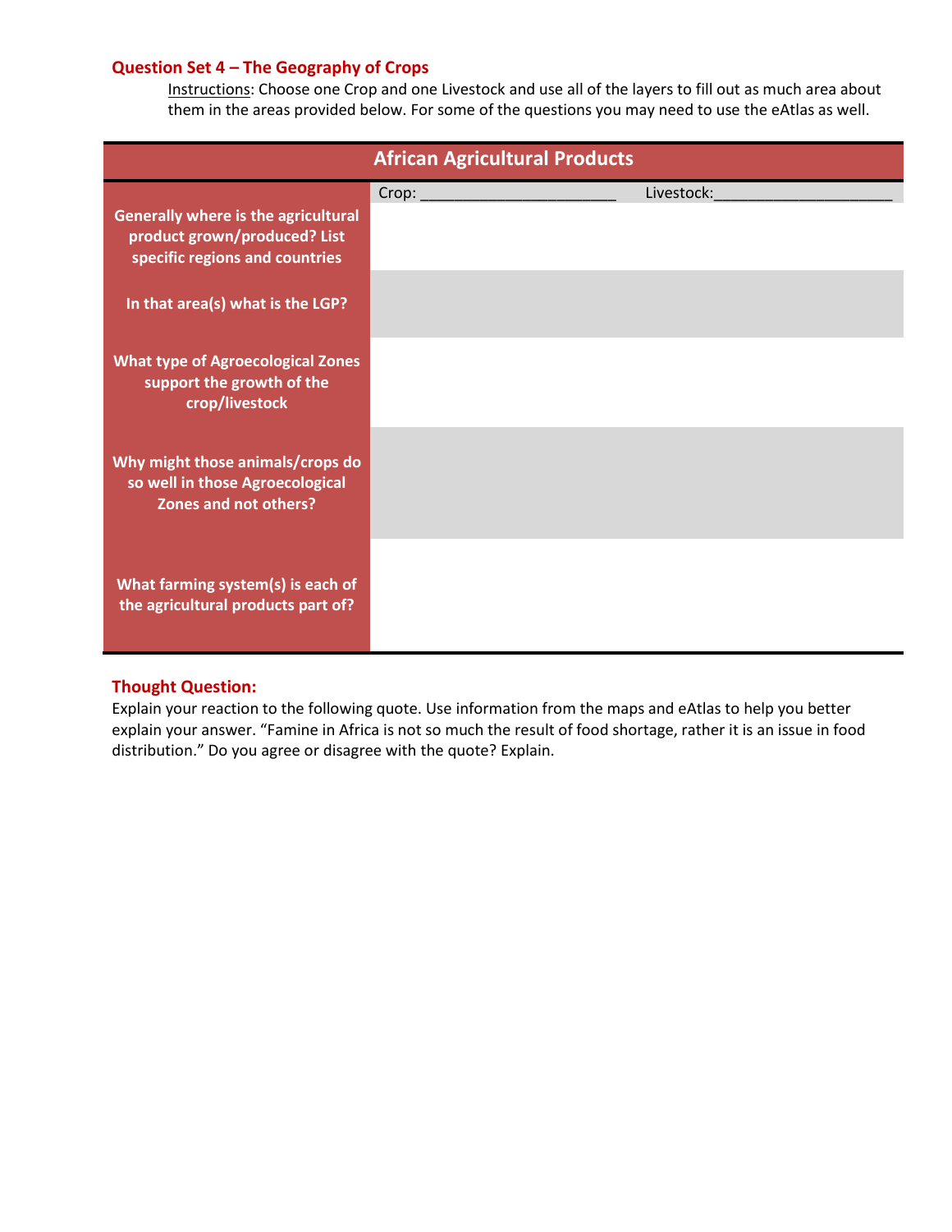## Question Set 4 – The Geography of Crops

Instructions: Choose one Crop and one Livestock and use all of the layers to fill out as much area about them in the areas provided below. For some of the questions you may need to use the eAtlas as well.

| African Agricultural Products | |
|---|---|
| | Crop: ______________________ Livestock:____________________ |
| Generally where is the agricultural product grown/produced? List specific regions and countries | |
| In that area(s) what is the LGP? | |
| What type of Agroecological Zones support the growth of the crop/livestock | |
| Why might those animals/crops do so well in those Agroecological Zones and not others? | |
| What farming system(s) is each of the agricultural products part of? | |

### Thought Question:

Explain your reaction to the following quote. Use information from the maps and eAtlas to help you better explain your answer. "Famine in Africa is not so much the result of food shortage, rather it is an issue in food distribution." Do you agree or disagree with the quote? Explain.